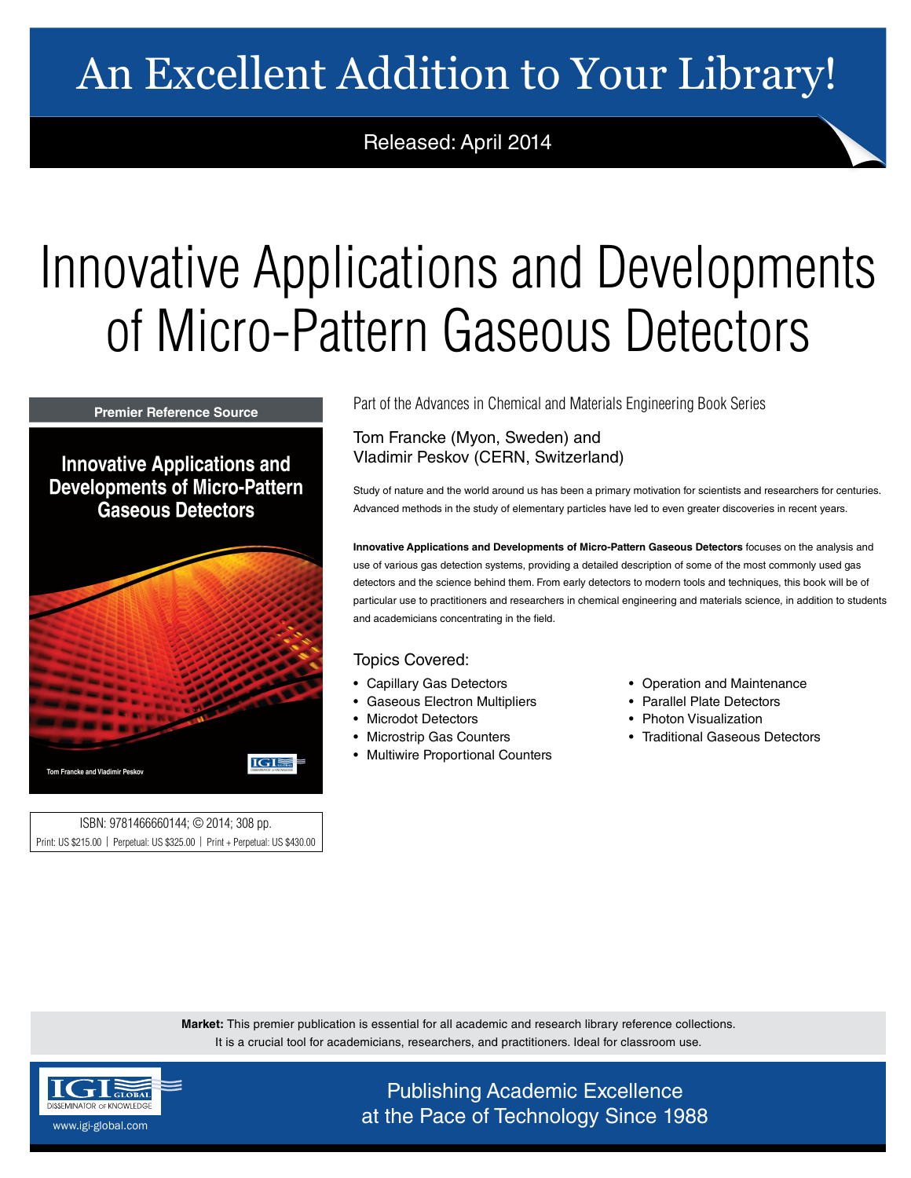# An Excellent Addition to Your Library!

Released: April 2014

# Innovative Applications and Developments of Micro-Pattern Gaseous Detectors

Premier Reference Source

**Innovative Applications and Developments of Micro-Pattern Gaseous Detectors**

Tom Francke and Vladimir Peskov

ISBN: 9781466660144; © 2014; 308 pp.

Print: US $215.00 | Perpetual: US $325.00 | Print + Perpetual: US $430.00

Part of the Advances in Chemical and Materials Engineering Book Series

Tom Francke (Myon, Sweden) and
Vladimir Peskov (CERN, Switzerland)

Study of nature and the world around us has been a primary motivation for scientists and researchers for centuries. Advanced methods in the study of elementary particles have led to even greater discoveries in recent years.

**Innovative Applications and Developments of Micro-Pattern Gaseous Detectors** focuses on the analysis and use of various gas detection systems, providing a detailed description of some of the most commonly used gas detectors and the science behind them. From early detectors to modern tools and techniques, this book will be of particular use to practitioners and researchers in chemical engineering and materials science, in addition to students and academicians concentrating in the field.

## Topics Covered:

- Capillary Gas Detectors
- Gaseous Electron Multipliers
- Microdot Detectors
- Microstrip Gas Counters
- Multiwire Proportional Counters
- Operation and Maintenance
- Parallel Plate Detectors
- Photon Visualization
- Traditional Gaseous Detectors

**Market:** This premier publication is essential for all academic and research library reference collections. It is a crucial tool for academicians, researchers, and practitioners. Ideal for classroom use.

IGI Global — Disseminator of Knowledge

www.igi-global.com

Publishing Academic Excellence at the Pace of Technology Since 1988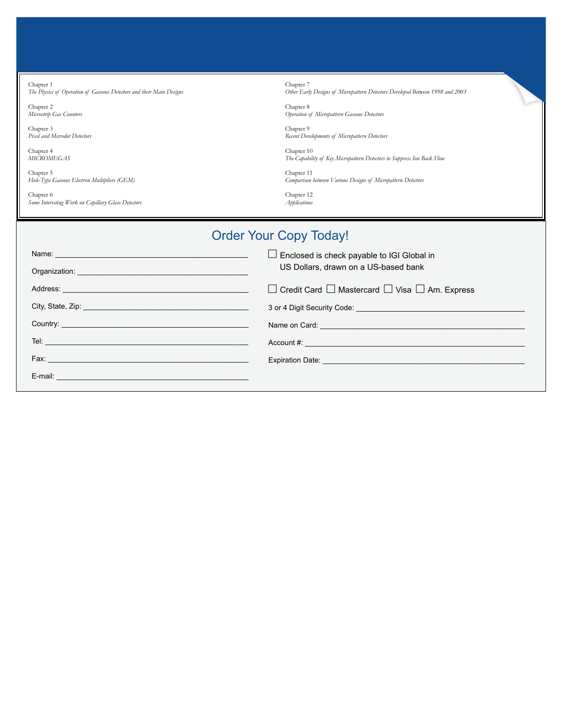Chapter 1
*The Physics of Operation of Gaseous Detectors and their Main Designs*

Chapter 2
*Microstrip Gas Counters*

Chapter 3
*Pixel and Microdot Detectors*

Chapter 4
*MICROMEGAS*

Chapter 5
*Hole-Type Gaseous Electron Multipliers (GEM)*

Chapter 6
*Some Interesting Work on Capillary Glass Detectors*

Chapter 7
*Other Early Designs of Micropattern Detectors Developed Between 1998 and 2003*

Chapter 8
*Operation of Micropattern Gaseous Detectors*

Chapter 9
*Recent Developments of Micropattern Detectors*

Chapter 10
*The Capability of Key Micropattern Detectors to Suppress Ion Back Flow*

Chapter 11
*Comparison between Various Designs of Micropattern Detectors*

Chapter 12
*Applications*

## Order Your Copy Today!

Name: ____________________________________________

Organization: ______________________________________

Address: __________________________________________

City, State, Zip: ____________________________________

Country: __________________________________________

Tel: ______________________________________________

Fax: ______________________________________________

E-mail: ___________________________________________

☐ Enclosed is check payable to IGI Global in US Dollars, drawn on a US-based bank

☐ Credit Card ☐ Mastercard ☐ Visa ☐ Am. Express

3 or 4 Digit Security Code: ___________________________

Name on Card: ____________________________________

Account #: ________________________________________

Expiration Date: ___________________________________